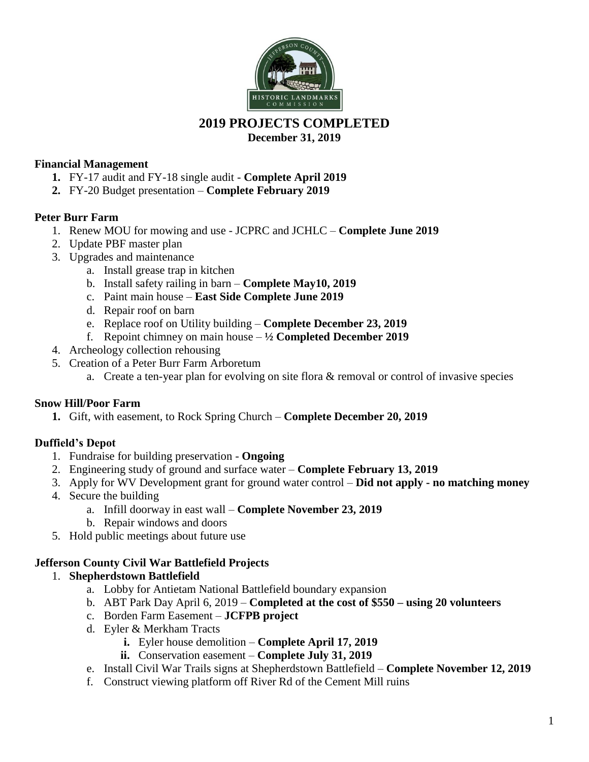# 2019 PROJECTS COMPLETED

**December 31, 2019**

### Financial Management

1. FY-17 audit and FY-18 single audit - **Complete April 2019**
2. FY-20 Budget presentation – **Complete February 2019**

### Peter Burr Farm

1. Renew MOU for mowing and use - JCPRC and JCHLC – **Complete June 2019**
2. Update PBF master plan
3. Upgrades and maintenance
   a. Install grease trap in kitchen
   b. Install safety railing in barn – **Complete May10, 2019**
   c. Paint main house – **East Side Complete June 2019**
   d. Repair roof on barn
   e. Replace roof on Utility building – **Complete December 23, 2019**
   f. Repoint chimney on main house – **½ Completed December 2019**
4. Archeology collection rehousing
5. Creation of a Peter Burr Farm Arboretum
   a. Create a ten-year plan for evolving on site flora & removal or control of invasive species

### Snow Hill/Poor Farm

1. Gift, with easement, to Rock Spring Church – **Complete December 20, 2019**

### Duffield's Depot

1. Fundraise for building preservation - **Ongoing**
2. Engineering study of ground and surface water – **Complete February 13, 2019**
3. Apply for WV Development grant for ground water control – **Did not apply - no matching money**
4. Secure the building
   a. Infill doorway in east wall – **Complete November 23, 2019**
   b. Repair windows and doors
5. Hold public meetings about future use

### Jefferson County Civil War Battlefield Projects

1. **Shepherdstown Battlefield**
   a. Lobby for Antietam National Battlefield boundary expansion
   b. ABT Park Day April 6, 2019 – **Completed at the cost of $550 – using 20 volunteers**
   c. Borden Farm Easement – **JCFPB project**
   d. Eyler & Merkham Tracts
      i. Eyler house demolition – **Complete April 17, 2019**
      ii. Conservation easement – **Complete July 31, 2019**
   e. Install Civil War Trails signs at Shepherdstown Battlefield – **Complete November 12, 2019**
   f. Construct viewing platform off River Rd of the Cement Mill ruins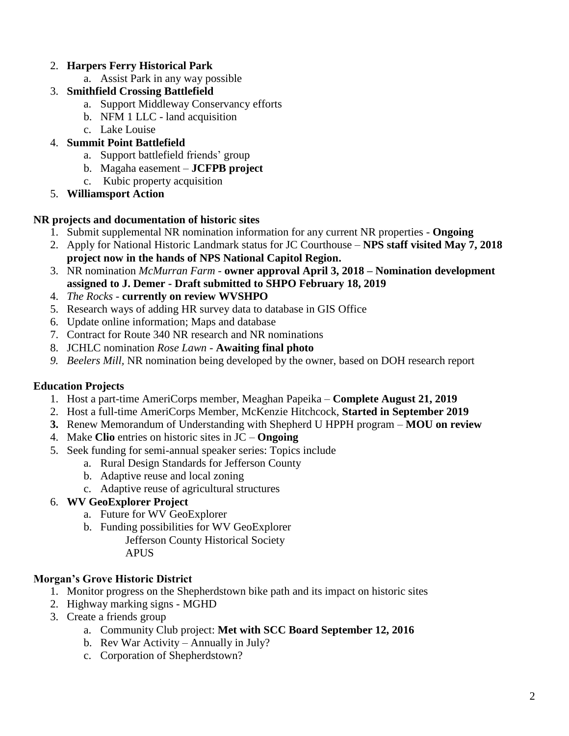2. **Harpers Ferry Historical Park**
    a. Assist Park in any way possible
3. **Smithfield Crossing Battlefield**
    a. Support Middleway Conservancy efforts
    b. NFM 1 LLC - land acquisition
    c. Lake Louise
4. **Summit Point Battlefield**
    a. Support battlefield friends' group
    b. Magaha easement – **JCFPB project**
    c. Kubic property acquisition
5. **Williamsport Action**

**NR projects and documentation of historic sites**

1. Submit supplemental NR nomination information for any current NR properties - **Ongoing**
2. Apply for National Historic Landmark status for JC Courthouse – **NPS staff visited May 7, 2018 project now in the hands of NPS National Capitol Region.**
3. NR nomination *McMurran Farm* - **owner approval April 3, 2018 – Nomination development assigned to J. Demer - Draft submitted to SHPO February 18, 2019**
4. *The Rocks* - **currently on review WVSHPO**
5. Research ways of adding HR survey data to database in GIS Office
6. Update online information; Maps and database
7. Contract for Route 340 NR research and NR nominations
8. JCHLC nomination *Rose Lawn* - **Awaiting final photo**
9. *Beelers Mill*, NR nomination being developed by the owner, based on DOH research report

**Education Projects**

1. Host a part-time AmeriCorps member, Meaghan Papeika – **Complete August 21, 2019**
2. Host a full-time AmeriCorps Member, McKenzie Hitchcock, **Started in September 2019**
3. Renew Memorandum of Understanding with Shepherd U HPPH program – **MOU on review**
4. Make **Clio** entries on historic sites in JC – **Ongoing**
5. Seek funding for semi-annual speaker series: Topics include
    a. Rural Design Standards for Jefferson County
    b. Adaptive reuse and local zoning
    c. Adaptive reuse of agricultural structures
6. **WV GeoExplorer Project**
    a. Future for WV GeoExplorer
    b. Funding possibilities for WV GeoExplorer
        Jefferson County Historical Society
        APUS

**Morgan's Grove Historic District**

1. Monitor progress on the Shepherdstown bike path and its impact on historic sites
2. Highway marking signs - MGHD
3. Create a friends group
    a. Community Club project: **Met with SCC Board September 12, 2016**
    b. Rev War Activity – Annually in July?
    c. Corporation of Shepherdstown?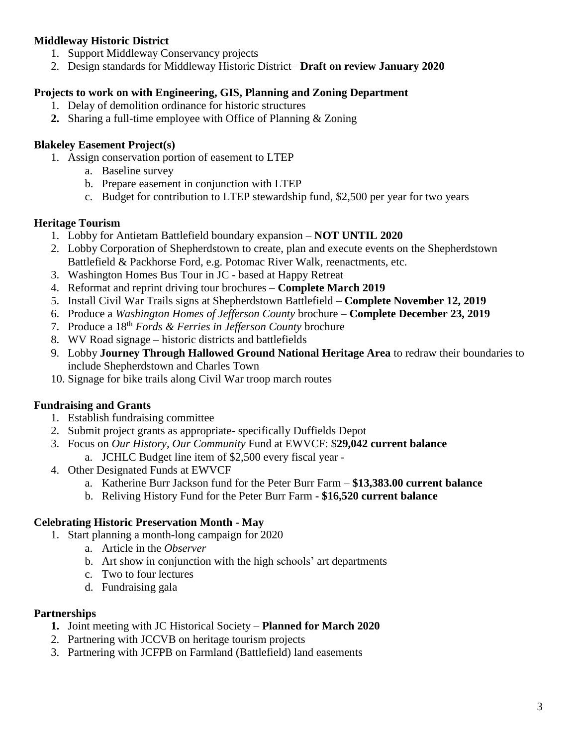**Middleway Historic District**

1. Support Middleway Conservancy projects
2. Design standards for Middleway Historic District– **Draft on review January 2020**

**Projects to work on with Engineering, GIS, Planning and Zoning Department**

1. Delay of demolition ordinance for historic structures
2. Sharing a full-time employee with Office of Planning & Zoning

**Blakeley Easement Project(s)**

1. Assign conservation portion of easement to LTEP
    a. Baseline survey
    b. Prepare easement in conjunction with LTEP
    c. Budget for contribution to LTEP stewardship fund, $2,500 per year for two years

**Heritage Tourism**

1. Lobby for Antietam Battlefield boundary expansion – **NOT UNTIL 2020**
2. Lobby Corporation of Shepherdstown to create, plan and execute events on the Shepherdstown Battlefield & Packhorse Ford, e.g. Potomac River Walk, reenactments, etc.
3. Washington Homes Bus Tour in JC - based at Happy Retreat
4. Reformat and reprint driving tour brochures – **Complete March 2019**
5. Install Civil War Trails signs at Shepherdstown Battlefield – **Complete November 12, 2019**
6. Produce a *Washington Homes of Jefferson County* brochure – **Complete December 23, 2019**
7. Produce a 18th *Fords & Ferries in Jefferson County* brochure
8. WV Road signage – historic districts and battlefields
9. Lobby **Journey Through Hallowed Ground National Heritage Area** to redraw their boundaries to include Shepherdstown and Charles Town
10. Signage for bike trails along Civil War troop march routes

**Fundraising and Grants**

1. Establish fundraising committee
2. Submit project grants as appropriate- specifically Duffields Depot
3. Focus on *Our History, Our Community* Fund at EWVCF: $**29,042 current balance**
    a. JCHLC Budget line item of $2,500 every fiscal year -
4. Other Designated Funds at EWVCF
    a. Katherine Burr Jackson fund for the Peter Burr Farm – **$13,383.00 current balance**
    b. Reliving History Fund for the Peter Burr Farm **- $16,520 current balance**

**Celebrating Historic Preservation Month - May**

1. Start planning a month-long campaign for 2020
    a. Article in the *Observer*
    b. Art show in conjunction with the high schools' art departments
    c. Two to four lectures
    d. Fundraising gala

**Partnerships**

1. Joint meeting with JC Historical Society – **Planned for March 2020**
2. Partnering with JCCVB on heritage tourism projects
3. Partnering with JCFPB on Farmland (Battlefield) land easements